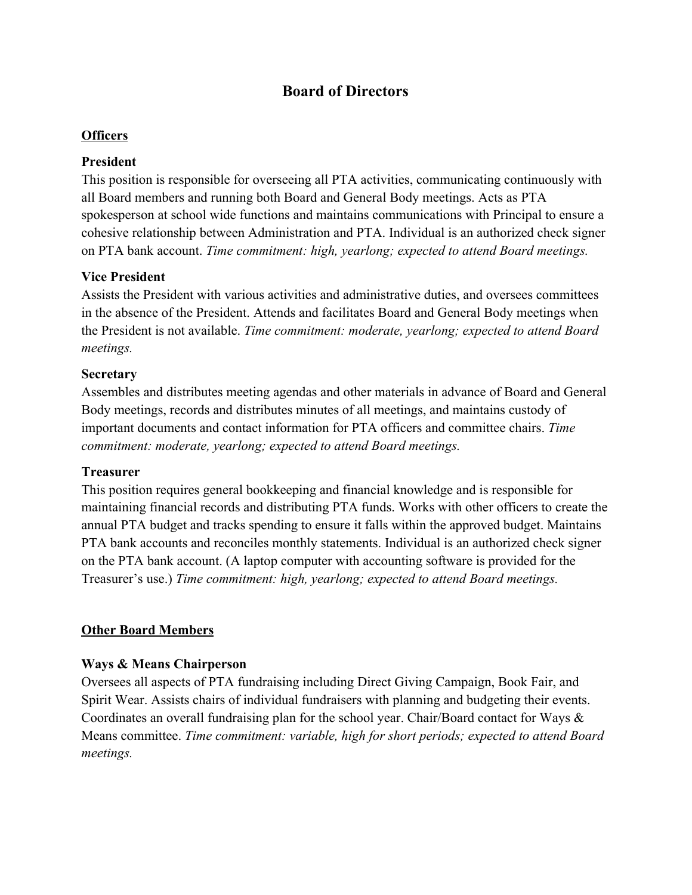# Board of Directors

## Officers

### President

This position is responsible for overseeing all PTA activities, communicating continuously with all Board members and running both Board and General Body meetings. Acts as PTA spokesperson at school wide functions and maintains communications with Principal to ensure a cohesive relationship between Administration and PTA. Individual is an authorized check signer on PTA bank account. *Time commitment: high, yearlong; expected to attend Board meetings.*

### Vice President

Assists the President with various activities and administrative duties, and oversees committees in the absence of the President. Attends and facilitates Board and General Body meetings when the President is not available. *Time commitment: moderate, yearlong; expected to attend Board meetings.*

### Secretary

Assembles and distributes meeting agendas and other materials in advance of Board and General Body meetings, records and distributes minutes of all meetings, and maintains custody of important documents and contact information for PTA officers and committee chairs. *Time commitment: moderate, yearlong; expected to attend Board meetings.*

### Treasurer

This position requires general bookkeeping and financial knowledge and is responsible for maintaining financial records and distributing PTA funds. Works with other officers to create the annual PTA budget and tracks spending to ensure it falls within the approved budget. Maintains PTA bank accounts and reconciles monthly statements. Individual is an authorized check signer on the PTA bank account. (A laptop computer with accounting software is provided for the Treasurer's use.) *Time commitment: high, yearlong; expected to attend Board meetings.*

## Other Board Members

### Ways & Means Chairperson

Oversees all aspects of PTA fundraising including Direct Giving Campaign, Book Fair, and Spirit Wear. Assists chairs of individual fundraisers with planning and budgeting their events. Coordinates an overall fundraising plan for the school year. Chair/Board contact for Ways & Means committee. *Time commitment: variable, high for short periods; expected to attend Board meetings.*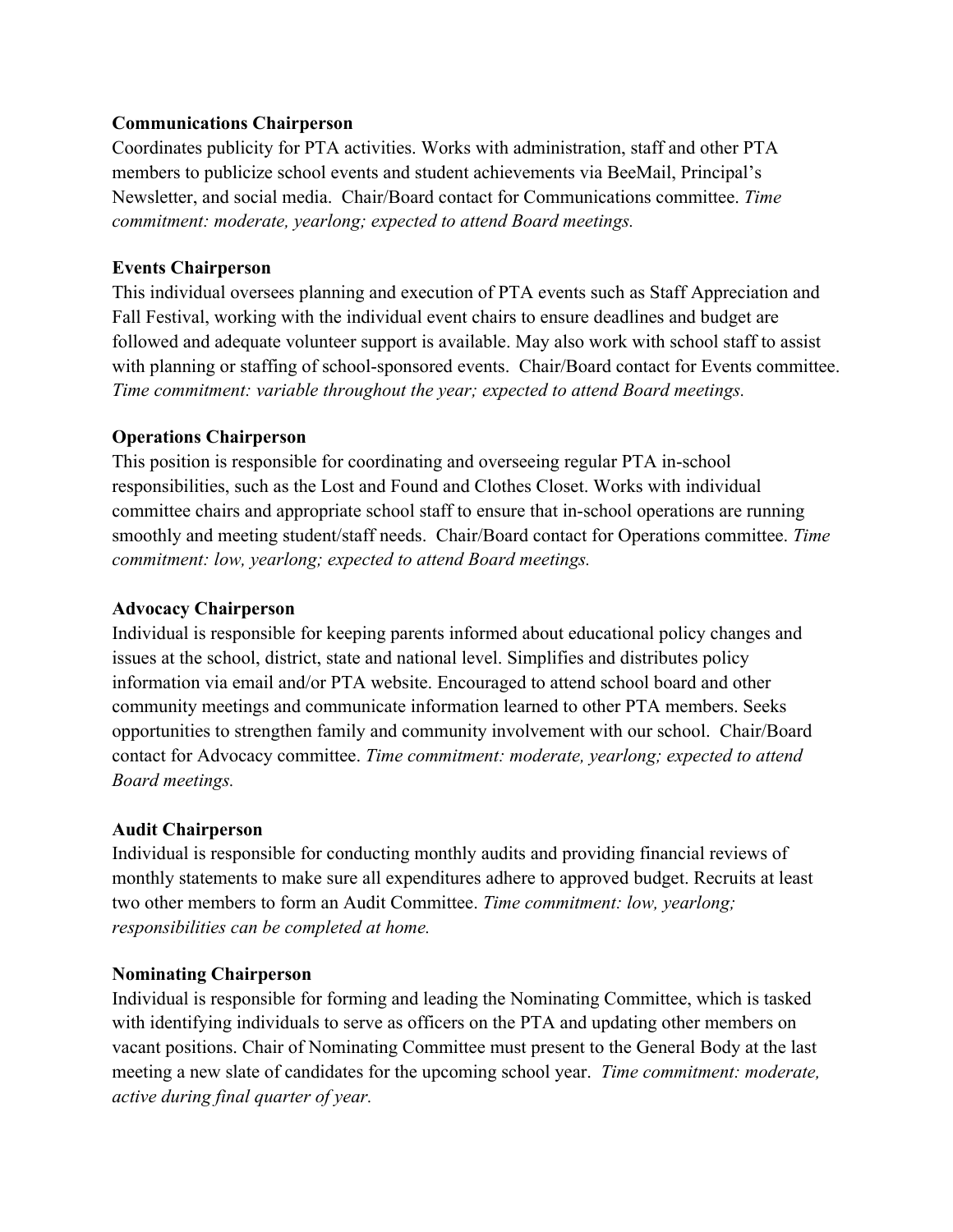**Communications Chairperson**

Coordinates publicity for PTA activities. Works with administration, staff and other PTA members to publicize school events and student achievements via BeeMail, Principal's Newsletter, and social media. Chair/Board contact for Communications committee. *Time commitment: moderate, yearlong; expected to attend Board meetings.*

**Events Chairperson**

This individual oversees planning and execution of PTA events such as Staff Appreciation and Fall Festival, working with the individual event chairs to ensure deadlines and budget are followed and adequate volunteer support is available. May also work with school staff to assist with planning or staffing of school-sponsored events. Chair/Board contact for Events committee. *Time commitment: variable throughout the year; expected to attend Board meetings.*

**Operations Chairperson**

This position is responsible for coordinating and overseeing regular PTA in-school responsibilities, such as the Lost and Found and Clothes Closet. Works with individual committee chairs and appropriate school staff to ensure that in-school operations are running smoothly and meeting student/staff needs. Chair/Board contact for Operations committee. *Time commitment: low, yearlong; expected to attend Board meetings.*

**Advocacy Chairperson**

Individual is responsible for keeping parents informed about educational policy changes and issues at the school, district, state and national level. Simplifies and distributes policy information via email and/or PTA website. Encouraged to attend school board and other community meetings and communicate information learned to other PTA members. Seeks opportunities to strengthen family and community involvement with our school. Chair/Board contact for Advocacy committee. *Time commitment: moderate, yearlong; expected to attend Board meetings.*

**Audit Chairperson**

Individual is responsible for conducting monthly audits and providing financial reviews of monthly statements to make sure all expenditures adhere to approved budget. Recruits at least two other members to form an Audit Committee. *Time commitment: low, yearlong; responsibilities can be completed at home.*

**Nominating Chairperson**

Individual is responsible for forming and leading the Nominating Committee, which is tasked with identifying individuals to serve as officers on the PTA and updating other members on vacant positions. Chair of Nominating Committee must present to the General Body at the last meeting a new slate of candidates for the upcoming school year. *Time commitment: moderate, active during final quarter of year.*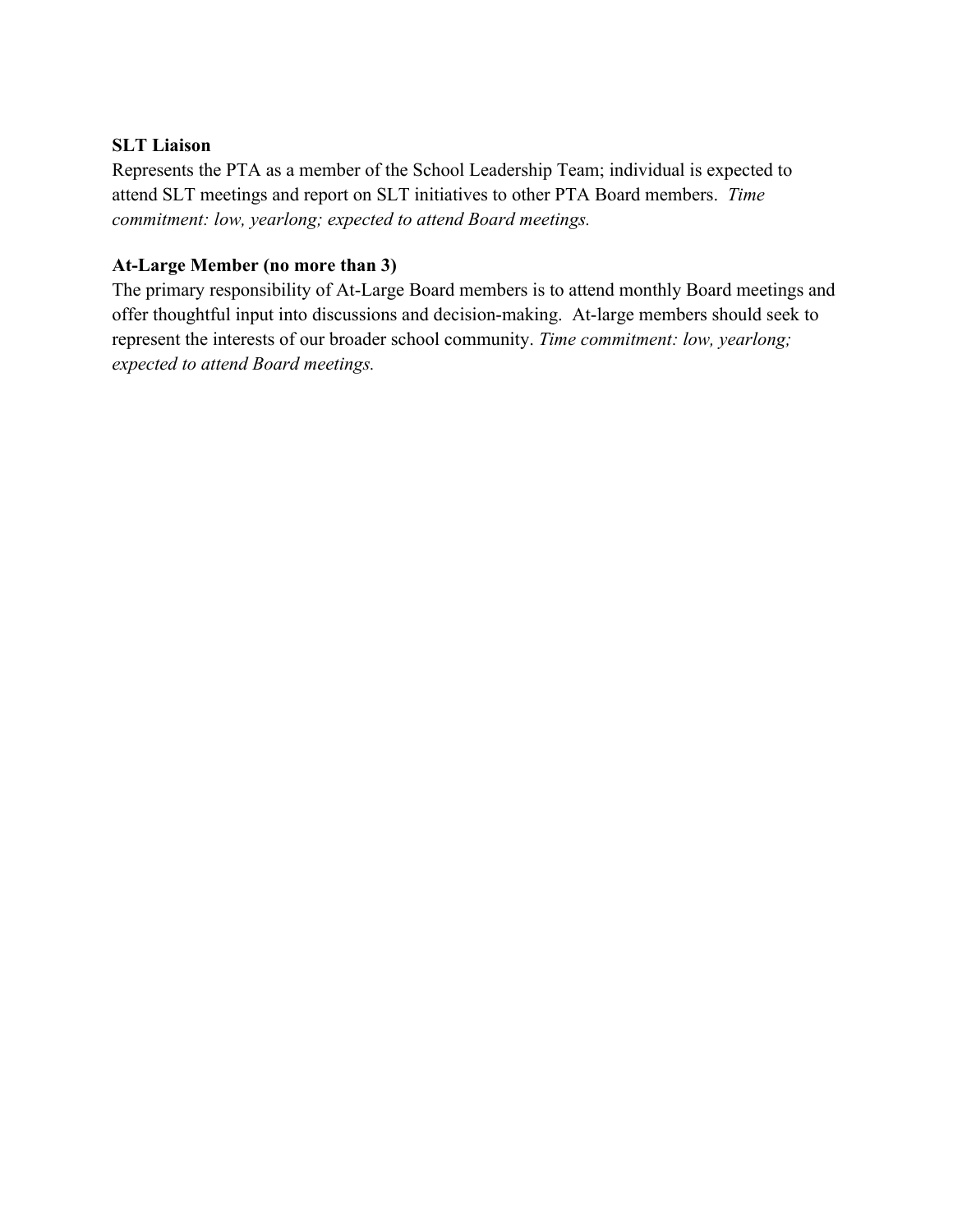**SLT Liaison**

Represents the PTA as a member of the School Leadership Team; individual is expected to attend SLT meetings and report on SLT initiatives to other PTA Board members. *Time commitment: low, yearlong; expected to attend Board meetings.*

**At-Large Member (no more than 3)**

The primary responsibility of At-Large Board members is to attend monthly Board meetings and offer thoughtful input into discussions and decision-making. At-large members should seek to represent the interests of our broader school community. *Time commitment: low, yearlong; expected to attend Board meetings.*